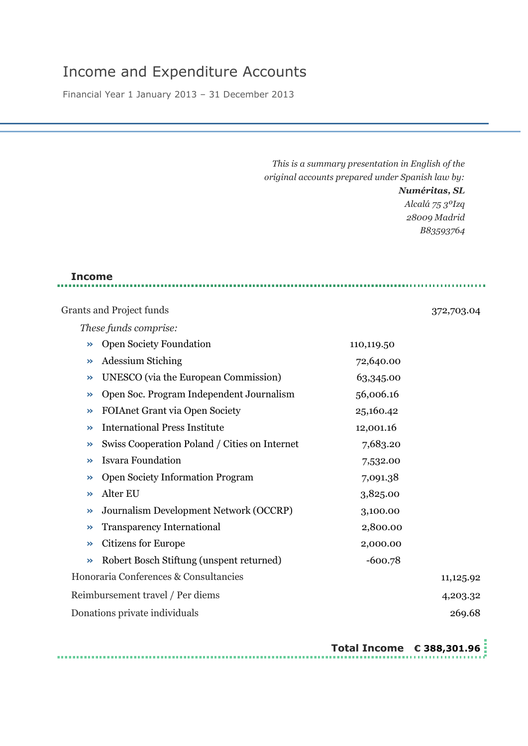# Income and Expenditure Accounts

Financial Year 1 January 2013 – 31 December 2013

*This is a summary presentation in English of the original accounts prepared under Spanish law by:*
***Numéritas, SL***
*Alcalá 75 3ºIzq*
*28009 Madrid*
*B83593764*

## Income

| | | |
|---|---|---|
| Grants and Project funds | | 372,703.04 |
| *These funds comprise:* | | |
| » Open Society Foundation | 110,119.50 | |
| » Adessium Stiching | 72,640.00 | |
| » UNESCO (via the European Commission) | 63,345.00 | |
| » Open Soc. Program Independent Journalism | 56,006.16 | |
| » FOIAnet Grant via Open Society | 25,160.42 | |
| » International Press Institute | 12,001.16 | |
| » Swiss Cooperation Poland / Cities on Internet | 7,683.20 | |
| » Isvara Foundation | 7,532.00 | |
| » Open Society Information Program | 7,091.38 | |
| » Alter EU | 3,825.00 | |
| » Journalism Development Network (OCCRP) | 3,100.00 | |
| » Transparency International | 2,800.00 | |
| » Citizens for Europe | 2,000.00 | |
| » Robert Bosch Stiftung (unspent returned) | -600.78 | |
| Honoraria Conferences & Consultancies | | 11,125.92 |
| Reimbursement travel / Per diems | | 4,203.32 |
| Donations private individuals | | 269.68 |
| **Total Income** | | **€ 388,301.96** |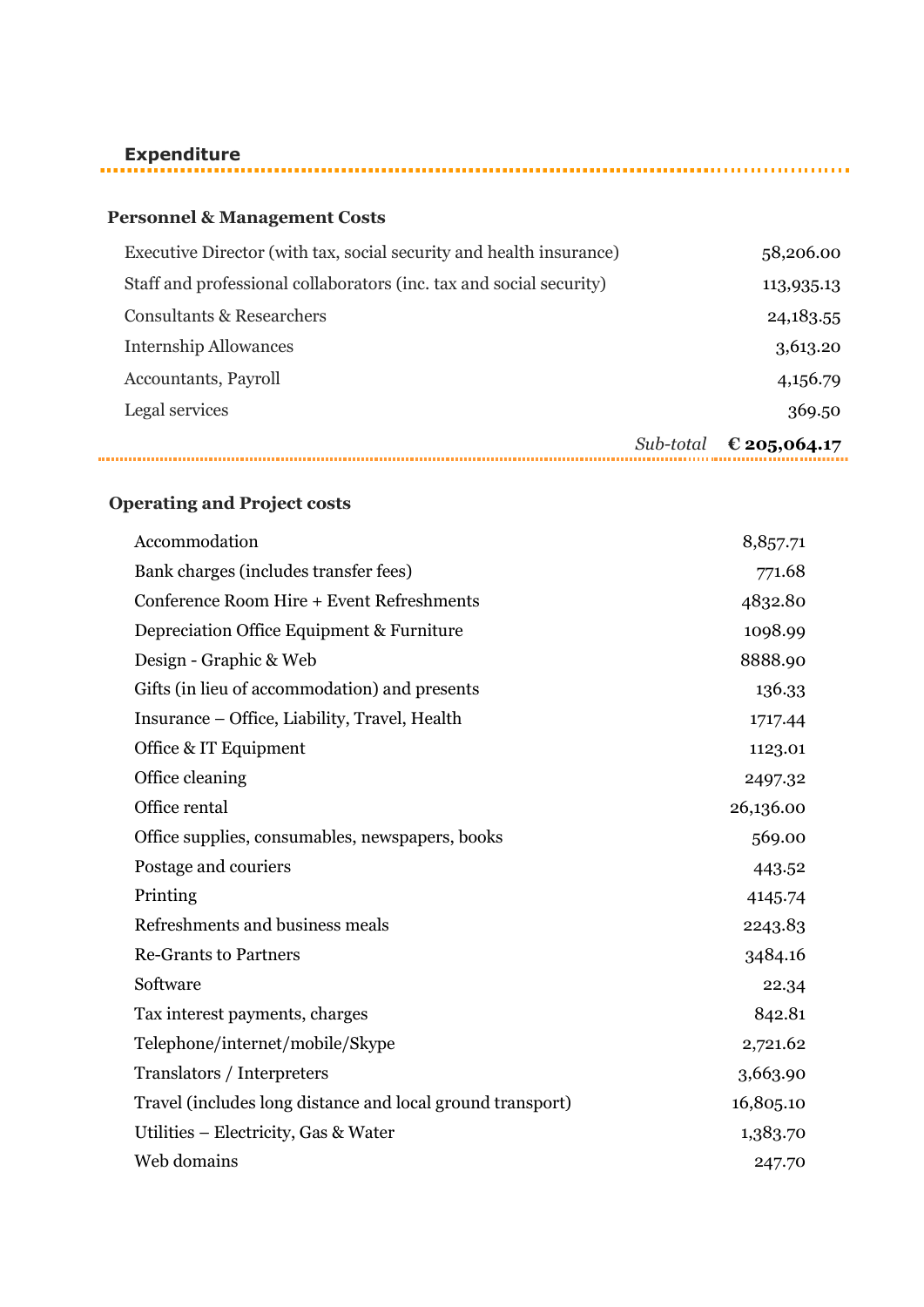## Expenditure

### Personnel & Management Costs

| | |
|---|---|
| Executive Director (with tax, social security and health insurance) | 58,206.00 |
| Staff and professional collaborators (inc. tax and social security) | 113,935.13 |
| Consultants & Researchers | 24,183.55 |
| Internship Allowances | 3,613.20 |
| Accountants, Payroll | 4,156.79 |
| Legal services | 369.50 |
| *Sub-total* | **€ 205,064.17** |

### Operating and Project costs

| | |
|---|---|
| Accommodation | 8,857.71 |
| Bank charges (includes transfer fees) | 771.68 |
| Conference Room Hire + Event Refreshments | 4832.80 |
| Depreciation Office Equipment & Furniture | 1098.99 |
| Design - Graphic & Web | 8888.90 |
| Gifts (in lieu of accommodation) and presents | 136.33 |
| Insurance – Office, Liability, Travel, Health | 1717.44 |
| Office & IT Equipment | 1123.01 |
| Office cleaning | 2497.32 |
| Office rental | 26,136.00 |
| Office supplies, consumables, newspapers, books | 569.00 |
| Postage and couriers | 443.52 |
| Printing | 4145.74 |
| Refreshments and business meals | 2243.83 |
| Re-Grants to Partners | 3484.16 |
| Software | 22.34 |
| Tax interest payments, charges | 842.81 |
| Telephone/internet/mobile/Skype | 2,721.62 |
| Translators / Interpreters | 3,663.90 |
| Travel (includes long distance and local ground transport) | 16,805.10 |
| Utilities – Electricity, Gas & Water | 1,383.70 |
| Web domains | 247.70 |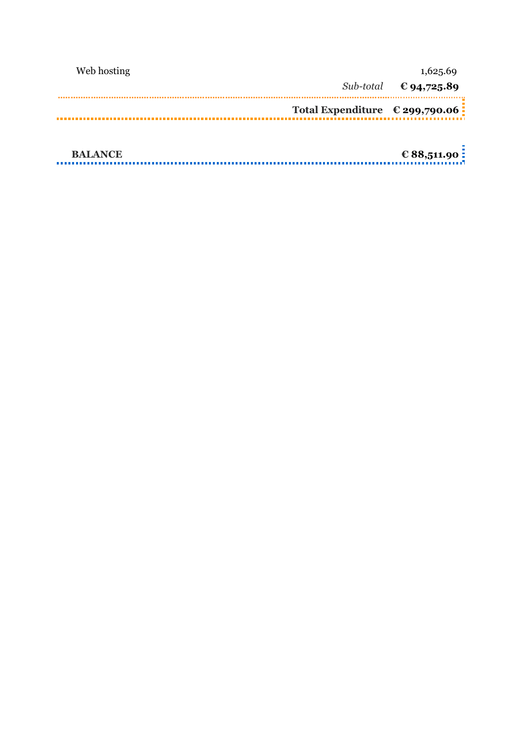| | |
|---|---|
| Web hosting | 1,625.69 |
| *Sub-total* | **€ 94,725.89** |
| **Total Expenditure** | **€ 299,790.06** |

| | |
|---|---|
| **BALANCE** | **€ 88,511.90** |